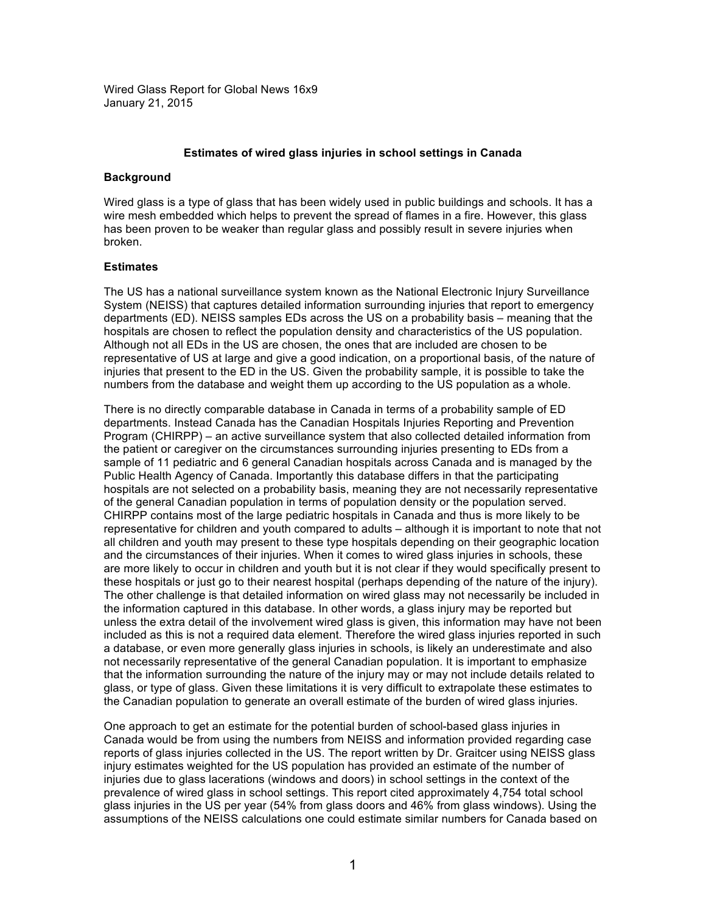Wired Glass Report for Global News 16x9
January 21, 2015

### Estimates of wired glass injuries in school settings in Canada

**Background**

Wired glass is a type of glass that has been widely used in public buildings and schools. It has a wire mesh embedded which helps to prevent the spread of flames in a fire. However, this glass has been proven to be weaker than regular glass and possibly result in severe injuries when broken.

**Estimates**

The US has a national surveillance system known as the National Electronic Injury Surveillance System (NEISS) that captures detailed information surrounding injuries that report to emergency departments (ED). NEISS samples EDs across the US on a probability basis – meaning that the hospitals are chosen to reflect the population density and characteristics of the US population. Although not all EDs in the US are chosen, the ones that are included are chosen to be representative of US at large and give a good indication, on a proportional basis, of the nature of injuries that present to the ED in the US. Given the probability sample, it is possible to take the numbers from the database and weight them up according to the US population as a whole.

There is no directly comparable database in Canada in terms of a probability sample of ED departments. Instead Canada has the Canadian Hospitals Injuries Reporting and Prevention Program (CHIRPP) – an active surveillance system that also collected detailed information from the patient or caregiver on the circumstances surrounding injuries presenting to EDs from a sample of 11 pediatric and 6 general Canadian hospitals across Canada and is managed by the Public Health Agency of Canada. Importantly this database differs in that the participating hospitals are not selected on a probability basis, meaning they are not necessarily representative of the general Canadian population in terms of population density or the population served. CHIRPP contains most of the large pediatric hospitals in Canada and thus is more likely to be representative for children and youth compared to adults – although it is important to note that not all children and youth may present to these type hospitals depending on their geographic location and the circumstances of their injuries. When it comes to wired glass injuries in schools, these are more likely to occur in children and youth but it is not clear if they would specifically present to these hospitals or just go to their nearest hospital (perhaps depending of the nature of the injury). The other challenge is that detailed information on wired glass may not necessarily be included in the information captured in this database. In other words, a glass injury may be reported but unless the extra detail of the involvement wired glass is given, this information may have not been included as this is not a required data element. Therefore the wired glass injuries reported in such a database, or even more generally glass injuries in schools, is likely an underestimate and also not necessarily representative of the general Canadian population. It is important to emphasize that the information surrounding the nature of the injury may or may not include details related to glass, or type of glass. Given these limitations it is very difficult to extrapolate these estimates to the Canadian population to generate an overall estimate of the burden of wired glass injuries.

One approach to get an estimate for the potential burden of school-based glass injuries in Canada would be from using the numbers from NEISS and information provided regarding case reports of glass injuries collected in the US. The report written by Dr. Graitcer using NEISS glass injury estimates weighted for the US population has provided an estimate of the number of injuries due to glass lacerations (windows and doors) in school settings in the context of the prevalence of wired glass in school settings. This report cited approximately 4,754 total school glass injuries in the US per year (54% from glass doors and 46% from glass windows). Using the assumptions of the NEISS calculations one could estimate similar numbers for Canada based on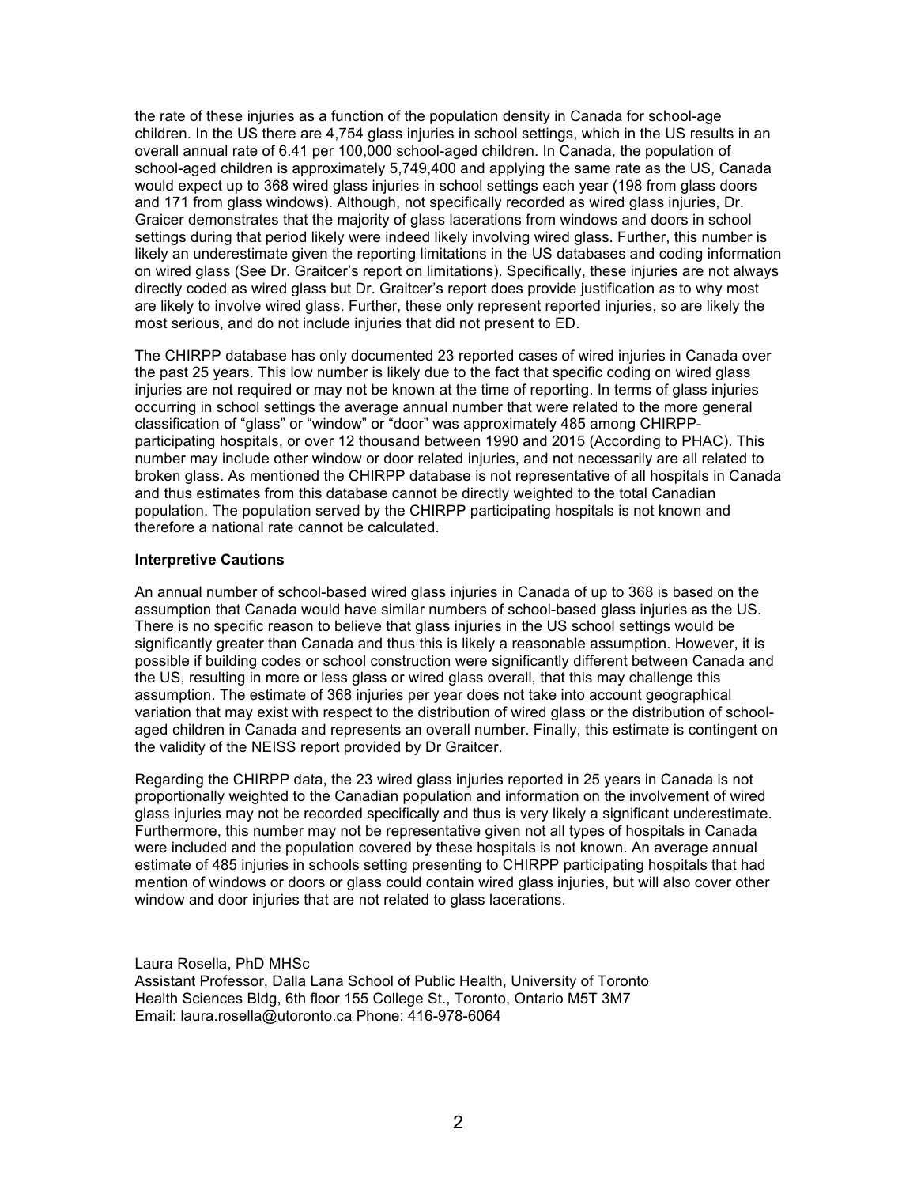the rate of these injuries as a function of the population density in Canada for school-age children. In the US there are 4,754 glass injuries in school settings, which in the US results in an overall annual rate of 6.41 per 100,000 school-aged children. In Canada, the population of school-aged children is approximately 5,749,400 and applying the same rate as the US, Canada would expect up to 368 wired glass injuries in school settings each year (198 from glass doors and 171 from glass windows). Although, not specifically recorded as wired glass injuries, Dr. Graicer demonstrates that the majority of glass lacerations from windows and doors in school settings during that period likely were indeed likely involving wired glass. Further, this number is likely an underestimate given the reporting limitations in the US databases and coding information on wired glass (See Dr. Graitcer's report on limitations). Specifically, these injuries are not always directly coded as wired glass but Dr. Graitcer's report does provide justification as to why most are likely to involve wired glass. Further, these only represent reported injuries, so are likely the most serious, and do not include injuries that did not present to ED.

The CHIRPP database has only documented 23 reported cases of wired injuries in Canada over the past 25 years. This low number is likely due to the fact that specific coding on wired glass injuries are not required or may not be known at the time of reporting. In terms of glass injuries occurring in school settings the average annual number that were related to the more general classification of "glass" or "window" or "door" was approximately 485 among CHIRPP-participating hospitals, or over 12 thousand between 1990 and 2015 (According to PHAC). This number may include other window or door related injuries, and not necessarily are all related to broken glass. As mentioned the CHIRPP database is not representative of all hospitals in Canada and thus estimates from this database cannot be directly weighted to the total Canadian population. The population served by the CHIRPP participating hospitals is not known and therefore a national rate cannot be calculated.

**Interpretive Cautions**

An annual number of school-based wired glass injuries in Canada of up to 368 is based on the assumption that Canada would have similar numbers of school-based glass injuries as the US. There is no specific reason to believe that glass injuries in the US school settings would be significantly greater than Canada and thus this is likely a reasonable assumption. However, it is possible if building codes or school construction were significantly different between Canada and the US, resulting in more or less glass or wired glass overall, that this may challenge this assumption. The estimate of 368 injuries per year does not take into account geographical variation that may exist with respect to the distribution of wired glass or the distribution of school-aged children in Canada and represents an overall number. Finally, this estimate is contingent on the validity of the NEISS report provided by Dr Graitcer.

Regarding the CHIRPP data, the 23 wired glass injuries reported in 25 years in Canada is not proportionally weighted to the Canadian population and information on the involvement of wired glass injuries may not be recorded specifically and thus is very likely a significant underestimate. Furthermore, this number may not be representative given not all types of hospitals in Canada were included and the population covered by these hospitals is not known. An average annual estimate of 485 injuries in schools setting presenting to CHIRPP participating hospitals that had mention of windows or doors or glass could contain wired glass injuries, but will also cover other window and door injuries that are not related to glass lacerations.

Laura Rosella, PhD MHSc
Assistant Professor, Dalla Lana School of Public Health, University of Toronto
Health Sciences Bldg, 6th floor 155 College St., Toronto, Ontario M5T 3M7
Email: laura.rosella@utoronto.ca Phone: 416-978-6064